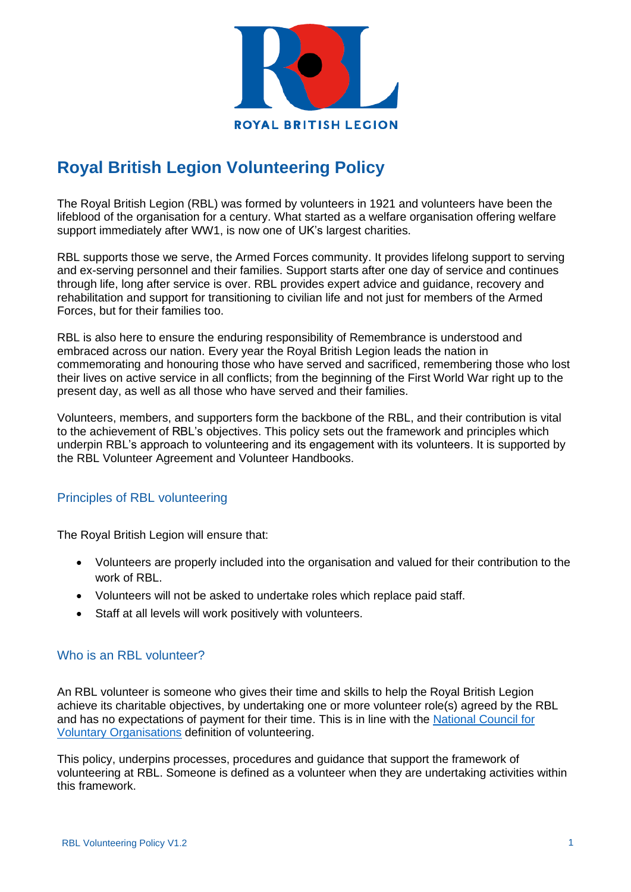# Royal British Legion Volunteering Policy

The Royal British Legion (RBL) was formed by volunteers in 1921 and volunteers have been the lifeblood of the organisation for a century. What started as a welfare organisation offering welfare support immediately after WW1, is now one of UK's largest charities.

RBL supports those we serve, the Armed Forces community. It provides lifelong support to serving and ex-serving personnel and their families. Support starts after one day of service and continues through life, long after service is over. RBL provides expert advice and guidance, recovery and rehabilitation and support for transitioning to civilian life and not just for members of the Armed Forces, but for their families too.

RBL is also here to ensure the enduring responsibility of Remembrance is understood and embraced across our nation. Every year the Royal British Legion leads the nation in commemorating and honouring those who have served and sacrificed, remembering those who lost their lives on active service in all conflicts; from the beginning of the First World War right up to the present day, as well as all those who have served and their families.

Volunteers, members, and supporters form the backbone of the RBL, and their contribution is vital to the achievement of RBL's objectives. This policy sets out the framework and principles which underpin RBL's approach to volunteering and its engagement with its volunteers. It is supported by the RBL Volunteer Agreement and Volunteer Handbooks.

## Principles of RBL volunteering

The Royal British Legion will ensure that:

- Volunteers are properly included into the organisation and valued for their contribution to the work of RBL.
- Volunteers will not be asked to undertake roles which replace paid staff.
- Staff at all levels will work positively with volunteers.

## Who is an RBL volunteer?

An RBL volunteer is someone who gives their time and skills to help the Royal British Legion achieve its charitable objectives, by undertaking one or more volunteer role(s) agreed by the RBL and has no expectations of payment for their time. This is in line with the National Council for Voluntary Organisations definition of volunteering.

This policy, underpins processes, procedures and guidance that support the framework of volunteering at RBL. Someone is defined as a volunteer when they are undertaking activities within this framework.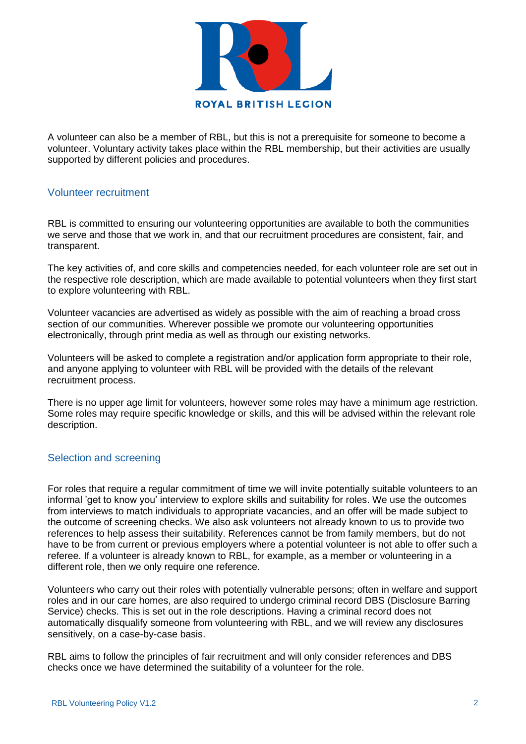A volunteer can also be a member of RBL, but this is not a prerequisite for someone to become a volunteer. Voluntary activity takes place within the RBL membership, but their activities are usually supported by different policies and procedures.

## Volunteer recruitment

RBL is committed to ensuring our volunteering opportunities are available to both the communities we serve and those that we work in, and that our recruitment procedures are consistent, fair, and transparent.

The key activities of, and core skills and competencies needed, for each volunteer role are set out in the respective role description, which are made available to potential volunteers when they first start to explore volunteering with RBL.

Volunteer vacancies are advertised as widely as possible with the aim of reaching a broad cross section of our communities. Wherever possible we promote our volunteering opportunities electronically, through print media as well as through our existing networks.

Volunteers will be asked to complete a registration and/or application form appropriate to their role, and anyone applying to volunteer with RBL will be provided with the details of the relevant recruitment process.

There is no upper age limit for volunteers, however some roles may have a minimum age restriction. Some roles may require specific knowledge or skills, and this will be advised within the relevant role description.

## Selection and screening

For roles that require a regular commitment of time we will invite potentially suitable volunteers to an informal 'get to know you' interview to explore skills and suitability for roles. We use the outcomes from interviews to match individuals to appropriate vacancies, and an offer will be made subject to the outcome of screening checks. We also ask volunteers not already known to us to provide two references to help assess their suitability. References cannot be from family members, but do not have to be from current or previous employers where a potential volunteer is not able to offer such a referee. If a volunteer is already known to RBL, for example, as a member or volunteering in a different role, then we only require one reference.

Volunteers who carry out their roles with potentially vulnerable persons; often in welfare and support roles and in our care homes, are also required to undergo criminal record DBS (Disclosure Barring Service) checks. This is set out in the role descriptions. Having a criminal record does not automatically disqualify someone from volunteering with RBL, and we will review any disclosures sensitively, on a case-by-case basis.

RBL aims to follow the principles of fair recruitment and will only consider references and DBS checks once we have determined the suitability of a volunteer for the role.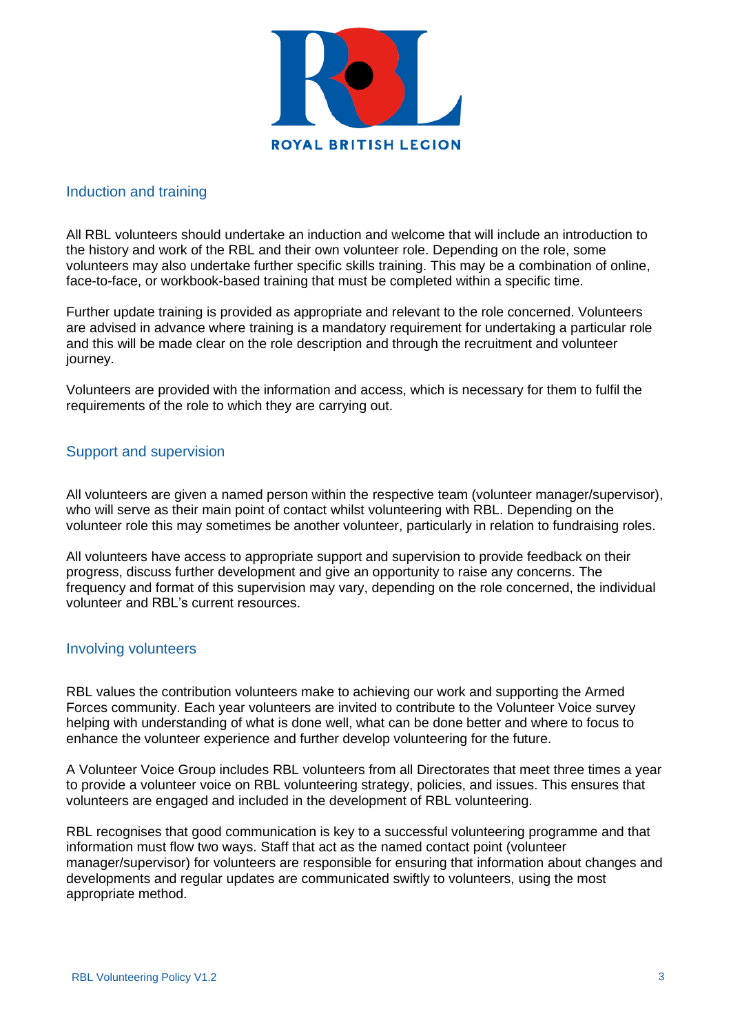## Induction and training

All RBL volunteers should undertake an induction and welcome that will include an introduction to the history and work of the RBL and their own volunteer role. Depending on the role, some volunteers may also undertake further specific skills training. This may be a combination of online, face-to-face, or workbook-based training that must be completed within a specific time.

Further update training is provided as appropriate and relevant to the role concerned. Volunteers are advised in advance where training is a mandatory requirement for undertaking a particular role and this will be made clear on the role description and through the recruitment and volunteer journey.

Volunteers are provided with the information and access, which is necessary for them to fulfil the requirements of the role to which they are carrying out.

## Support and supervision

All volunteers are given a named person within the respective team (volunteer manager/supervisor), who will serve as their main point of contact whilst volunteering with RBL. Depending on the volunteer role this may sometimes be another volunteer, particularly in relation to fundraising roles.

All volunteers have access to appropriate support and supervision to provide feedback on their progress, discuss further development and give an opportunity to raise any concerns. The frequency and format of this supervision may vary, depending on the role concerned, the individual volunteer and RBL's current resources.

## Involving volunteers

RBL values the contribution volunteers make to achieving our work and supporting the Armed Forces community. Each year volunteers are invited to contribute to the Volunteer Voice survey helping with understanding of what is done well, what can be done better and where to focus to enhance the volunteer experience and further develop volunteering for the future.

A Volunteer Voice Group includes RBL volunteers from all Directorates that meet three times a year to provide a volunteer voice on RBL volunteering strategy, policies, and issues. This ensures that volunteers are engaged and included in the development of RBL volunteering.

RBL recognises that good communication is key to a successful volunteering programme and that information must flow two ways. Staff that act as the named contact point (volunteer manager/supervisor) for volunteers are responsible for ensuring that information about changes and developments and regular updates are communicated swiftly to volunteers, using the most appropriate method.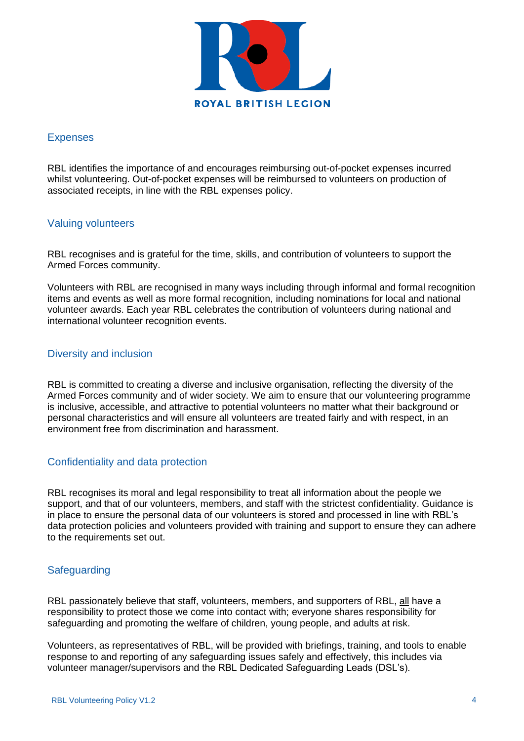## Expenses

RBL identifies the importance of and encourages reimbursing out-of-pocket expenses incurred whilst volunteering. Out-of-pocket expenses will be reimbursed to volunteers on production of associated receipts, in line with the RBL expenses policy.

## Valuing volunteers

RBL recognises and is grateful for the time, skills, and contribution of volunteers to support the Armed Forces community.

Volunteers with RBL are recognised in many ways including through informal and formal recognition items and events as well as more formal recognition, including nominations for local and national volunteer awards. Each year RBL celebrates the contribution of volunteers during national and international volunteer recognition events.

## Diversity and inclusion

RBL is committed to creating a diverse and inclusive organisation, reflecting the diversity of the Armed Forces community and of wider society. We aim to ensure that our volunteering programme is inclusive, accessible, and attractive to potential volunteers no matter what their background or personal characteristics and will ensure all volunteers are treated fairly and with respect, in an environment free from discrimination and harassment.

## Confidentiality and data protection

RBL recognises its moral and legal responsibility to treat all information about the people we support, and that of our volunteers, members, and staff with the strictest confidentiality. Guidance is in place to ensure the personal data of our volunteers is stored and processed in line with RBL's data protection policies and volunteers provided with training and support to ensure they can adhere to the requirements set out.

## Safeguarding

RBL passionately believe that staff, volunteers, members, and supporters of RBL, all have a responsibility to protect those we come into contact with; everyone shares responsibility for safeguarding and promoting the welfare of children, young people, and adults at risk.

Volunteers, as representatives of RBL, will be provided with briefings, training, and tools to enable response to and reporting of any safeguarding issues safely and effectively, this includes via volunteer manager/supervisors and the RBL Dedicated Safeguarding Leads (DSL's).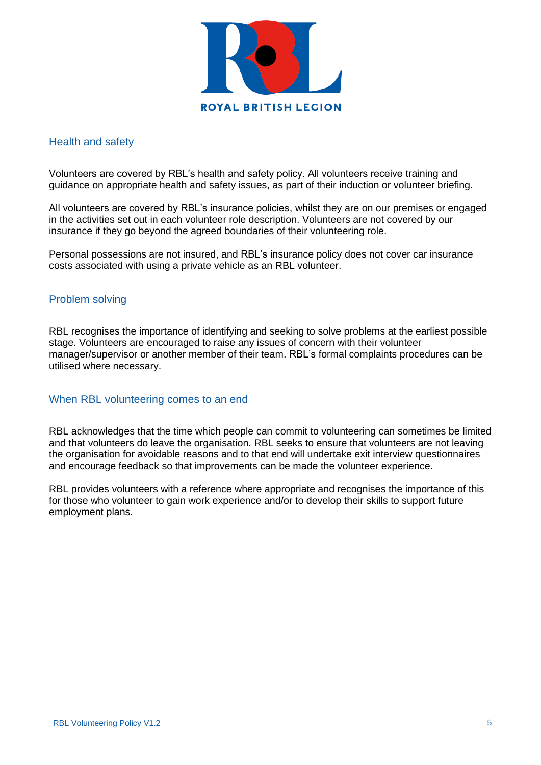## Health and safety

Volunteers are covered by RBL's health and safety policy. All volunteers receive training and guidance on appropriate health and safety issues, as part of their induction or volunteer briefing.

All volunteers are covered by RBL's insurance policies, whilst they are on our premises or engaged in the activities set out in each volunteer role description. Volunteers are not covered by our insurance if they go beyond the agreed boundaries of their volunteering role.

Personal possessions are not insured, and RBL's insurance policy does not cover car insurance costs associated with using a private vehicle as an RBL volunteer.

## Problem solving

RBL recognises the importance of identifying and seeking to solve problems at the earliest possible stage. Volunteers are encouraged to raise any issues of concern with their volunteer manager/supervisor or another member of their team. RBL's formal complaints procedures can be utilised where necessary.

## When RBL volunteering comes to an end

RBL acknowledges that the time which people can commit to volunteering can sometimes be limited and that volunteers do leave the organisation. RBL seeks to ensure that volunteers are not leaving the organisation for avoidable reasons and to that end will undertake exit interview questionnaires and encourage feedback so that improvements can be made the volunteer experience.

RBL provides volunteers with a reference where appropriate and recognises the importance of this for those who volunteer to gain work experience and/or to develop their skills to support future employment plans.